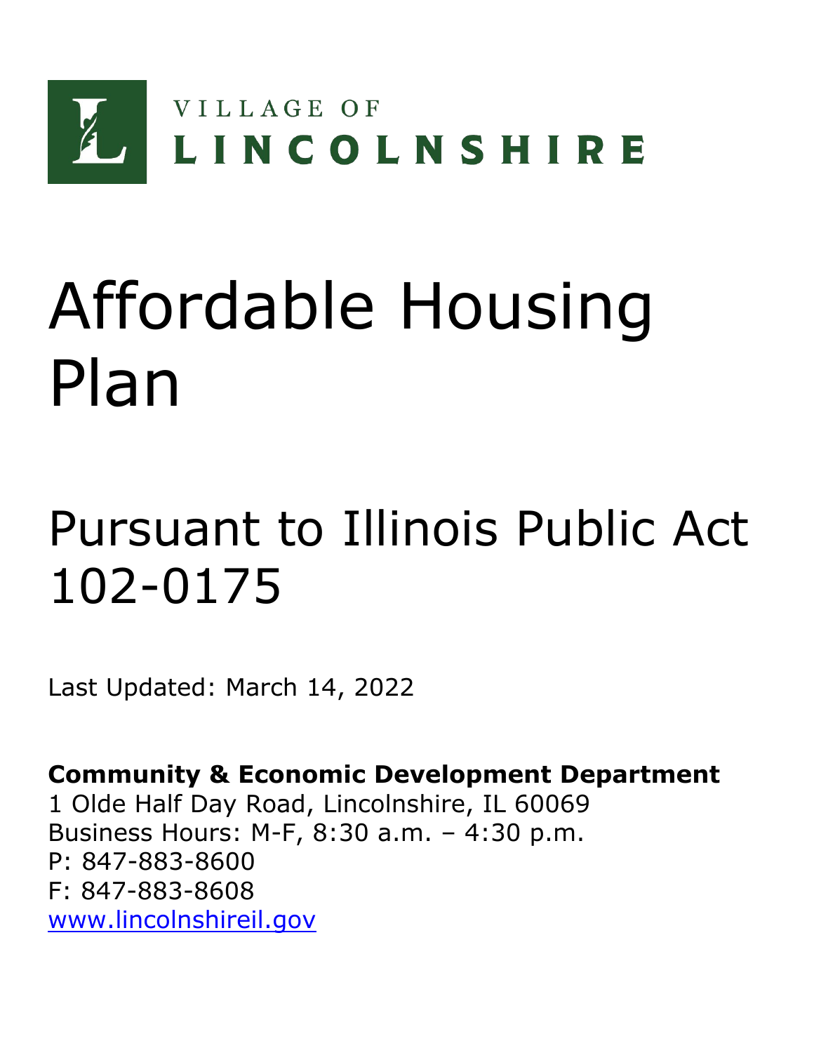VILLAGE OF
LINCOLNSHIRE

# Affordable Housing Plan

## Pursuant to Illinois Public Act 102-0175

Last Updated: March 14, 2022

**Community & Economic Development Department**
1 Olde Half Day Road, Lincolnshire, IL 60069
Business Hours: M-F, 8:30 a.m. – 4:30 p.m.
P: 847-883-8600
F: 847-883-8608
www.lincolnshireil.gov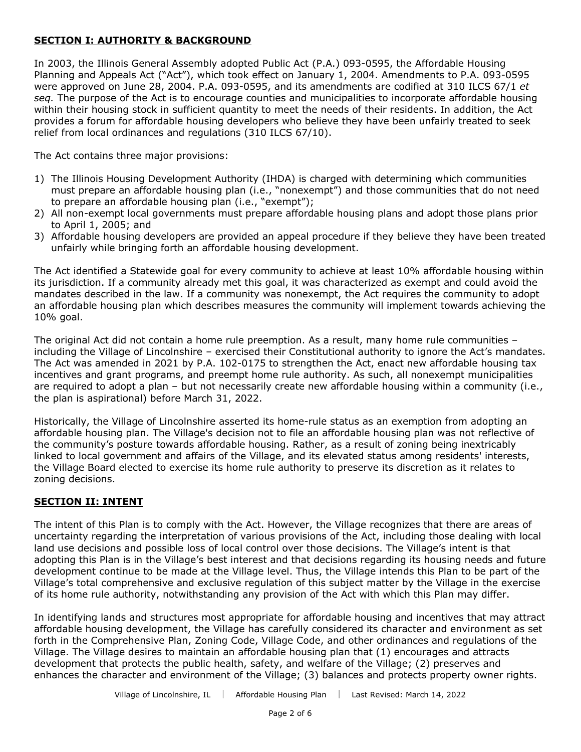## SECTION I: AUTHORITY & BACKGROUND

In 2003, the Illinois General Assembly adopted Public Act (P.A.) 093-0595, the Affordable Housing Planning and Appeals Act ("Act"), which took effect on January 1, 2004. Amendments to P.A. 093-0595 were approved on June 28, 2004. P.A. 093-0595, and its amendments are codified at 310 ILCS 67/1 *et seq.* The purpose of the Act is to encourage counties and municipalities to incorporate affordable housing within their housing stock in sufficient quantity to meet the needs of their residents. In addition, the Act provides a forum for affordable housing developers who believe they have been unfairly treated to seek relief from local ordinances and regulations (310 ILCS 67/10).

The Act contains three major provisions:

1) The Illinois Housing Development Authority (IHDA) is charged with determining which communities must prepare an affordable housing plan (i.e., "nonexempt") and those communities that do not need to prepare an affordable housing plan (i.e., "exempt");
2) All non-exempt local governments must prepare affordable housing plans and adopt those plans prior to April 1, 2005; and
3) Affordable housing developers are provided an appeal procedure if they believe they have been treated unfairly while bringing forth an affordable housing development.

The Act identified a Statewide goal for every community to achieve at least 10% affordable housing within its jurisdiction. If a community already met this goal, it was characterized as exempt and could avoid the mandates described in the law. If a community was nonexempt, the Act requires the community to adopt an affordable housing plan which describes measures the community will implement towards achieving the 10% goal.

The original Act did not contain a home rule preemption. As a result, many home rule communities – including the Village of Lincolnshire – exercised their Constitutional authority to ignore the Act's mandates. The Act was amended in 2021 by P.A. 102-0175 to strengthen the Act, enact new affordable housing tax incentives and grant programs, and preempt home rule authority. As such, all nonexempt municipalities are required to adopt a plan – but not necessarily create new affordable housing within a community (i.e., the plan is aspirational) before March 31, 2022.

Historically, the Village of Lincolnshire asserted its home-rule status as an exemption from adopting an affordable housing plan. The Village's decision not to file an affordable housing plan was not reflective of the community's posture towards affordable housing. Rather, as a result of zoning being inextricably linked to local government and affairs of the Village, and its elevated status among residents' interests, the Village Board elected to exercise its home rule authority to preserve its discretion as it relates to zoning decisions.

## SECTION II: INTENT

The intent of this Plan is to comply with the Act. However, the Village recognizes that there are areas of uncertainty regarding the interpretation of various provisions of the Act, including those dealing with local land use decisions and possible loss of local control over those decisions. The Village's intent is that adopting this Plan is in the Village's best interest and that decisions regarding its housing needs and future development continue to be made at the Village level. Thus, the Village intends this Plan to be part of the Village's total comprehensive and exclusive regulation of this subject matter by the Village in the exercise of its home rule authority, notwithstanding any provision of the Act with which this Plan may differ.

In identifying lands and structures most appropriate for affordable housing and incentives that may attract affordable housing development, the Village has carefully considered its character and environment as set forth in the Comprehensive Plan, Zoning Code, Village Code, and other ordinances and regulations of the Village. The Village desires to maintain an affordable housing plan that (1) encourages and attracts development that protects the public health, safety, and welfare of the Village; (2) preserves and enhances the character and environment of the Village; (3) balances and protects property owner rights.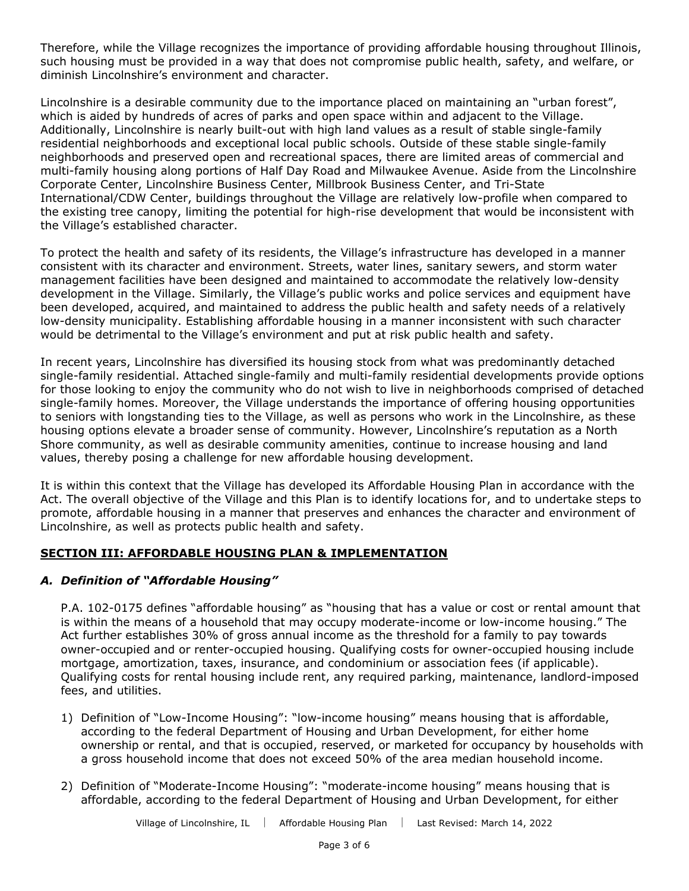Therefore, while the Village recognizes the importance of providing affordable housing throughout Illinois, such housing must be provided in a way that does not compromise public health, safety, and welfare, or diminish Lincolnshire's environment and character.

Lincolnshire is a desirable community due to the importance placed on maintaining an "urban forest", which is aided by hundreds of acres of parks and open space within and adjacent to the Village. Additionally, Lincolnshire is nearly built-out with high land values as a result of stable single-family residential neighborhoods and exceptional local public schools. Outside of these stable single-family neighborhoods and preserved open and recreational spaces, there are limited areas of commercial and multi-family housing along portions of Half Day Road and Milwaukee Avenue. Aside from the Lincolnshire Corporate Center, Lincolnshire Business Center, Millbrook Business Center, and Tri-State International/CDW Center, buildings throughout the Village are relatively low-profile when compared to the existing tree canopy, limiting the potential for high-rise development that would be inconsistent with the Village's established character.

To protect the health and safety of its residents, the Village's infrastructure has developed in a manner consistent with its character and environment. Streets, water lines, sanitary sewers, and storm water management facilities have been designed and maintained to accommodate the relatively low-density development in the Village. Similarly, the Village's public works and police services and equipment have been developed, acquired, and maintained to address the public health and safety needs of a relatively low-density municipality. Establishing affordable housing in a manner inconsistent with such character would be detrimental to the Village's environment and put at risk public health and safety.

In recent years, Lincolnshire has diversified its housing stock from what was predominantly detached single-family residential. Attached single-family and multi-family residential developments provide options for those looking to enjoy the community who do not wish to live in neighborhoods comprised of detached single-family homes. Moreover, the Village understands the importance of offering housing opportunities to seniors with longstanding ties to the Village, as well as persons who work in the Lincolnshire, as these housing options elevate a broader sense of community. However, Lincolnshire's reputation as a North Shore community, as well as desirable community amenities, continue to increase housing and land values, thereby posing a challenge for new affordable housing development.

It is within this context that the Village has developed its Affordable Housing Plan in accordance with the Act. The overall objective of the Village and this Plan is to identify locations for, and to undertake steps to promote, affordable housing in a manner that preserves and enhances the character and environment of Lincolnshire, as well as protects public health and safety.

## SECTION III: AFFORDABLE HOUSING PLAN & IMPLEMENTATION

### *A. Definition of "Affordable Housing"*

P.A. 102-0175 defines "affordable housing" as "housing that has a value or cost or rental amount that is within the means of a household that may occupy moderate-income or low-income housing." The Act further establishes 30% of gross annual income as the threshold for a family to pay towards owner-occupied and or renter-occupied housing. Qualifying costs for owner-occupied housing include mortgage, amortization, taxes, insurance, and condominium or association fees (if applicable). Qualifying costs for rental housing include rent, any required parking, maintenance, landlord-imposed fees, and utilities.

1) Definition of "Low-Income Housing": "low-income housing" means housing that is affordable, according to the federal Department of Housing and Urban Development, for either home ownership or rental, and that is occupied, reserved, or marketed for occupancy by households with a gross household income that does not exceed 50% of the area median household income.

2) Definition of "Moderate-Income Housing": "moderate-income housing" means housing that is affordable, according to the federal Department of Housing and Urban Development, for either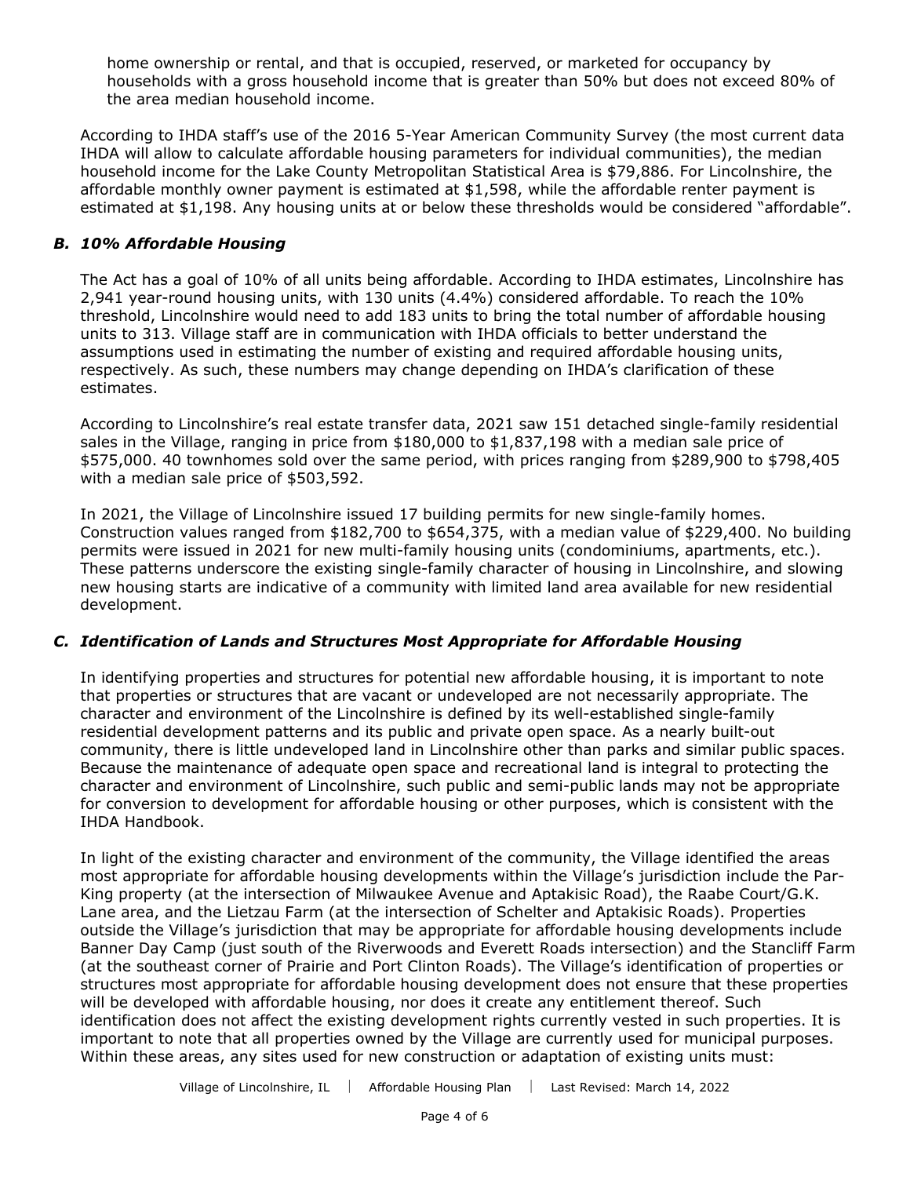home ownership or rental, and that is occupied, reserved, or marketed for occupancy by households with a gross household income that is greater than 50% but does not exceed 80% of the area median household income.

According to IHDA staff's use of the 2016 5-Year American Community Survey (the most current data IHDA will allow to calculate affordable housing parameters for individual communities), the median household income for the Lake County Metropolitan Statistical Area is $79,886. For Lincolnshire, the affordable monthly owner payment is estimated at $1,598, while the affordable renter payment is estimated at $1,198. Any housing units at or below these thresholds would be considered "affordable".

### *B. 10% Affordable Housing*

The Act has a goal of 10% of all units being affordable. According to IHDA estimates, Lincolnshire has 2,941 year-round housing units, with 130 units (4.4%) considered affordable. To reach the 10% threshold, Lincolnshire would need to add 183 units to bring the total number of affordable housing units to 313. Village staff are in communication with IHDA officials to better understand the assumptions used in estimating the number of existing and required affordable housing units, respectively. As such, these numbers may change depending on IHDA's clarification of these estimates.

According to Lincolnshire's real estate transfer data, 2021 saw 151 detached single-family residential sales in the Village, ranging in price from $180,000 to $1,837,198 with a median sale price of $575,000. 40 townhomes sold over the same period, with prices ranging from $289,900 to $798,405 with a median sale price of $503,592.

In 2021, the Village of Lincolnshire issued 17 building permits for new single-family homes. Construction values ranged from $182,700 to $654,375, with a median value of $229,400. No building permits were issued in 2021 for new multi-family housing units (condominiums, apartments, etc.). These patterns underscore the existing single-family character of housing in Lincolnshire, and slowing new housing starts are indicative of a community with limited land area available for new residential development.

### *C. Identification of Lands and Structures Most Appropriate for Affordable Housing*

In identifying properties and structures for potential new affordable housing, it is important to note that properties or structures that are vacant or undeveloped are not necessarily appropriate. The character and environment of the Lincolnshire is defined by its well-established single-family residential development patterns and its public and private open space. As a nearly built-out community, there is little undeveloped land in Lincolnshire other than parks and similar public spaces. Because the maintenance of adequate open space and recreational land is integral to protecting the character and environment of Lincolnshire, such public and semi-public lands may not be appropriate for conversion to development for affordable housing or other purposes, which is consistent with the IHDA Handbook.

In light of the existing character and environment of the community, the Village identified the areas most appropriate for affordable housing developments within the Village's jurisdiction include the Par-King property (at the intersection of Milwaukee Avenue and Aptakisic Road), the Raabe Court/G.K. Lane area, and the Lietzau Farm (at the intersection of Schelter and Aptakisic Roads). Properties outside the Village's jurisdiction that may be appropriate for affordable housing developments include Banner Day Camp (just south of the Riverwoods and Everett Roads intersection) and the Stancliff Farm (at the southeast corner of Prairie and Port Clinton Roads). The Village's identification of properties or structures most appropriate for affordable housing development does not ensure that these properties will be developed with affordable housing, nor does it create any entitlement thereof. Such identification does not affect the existing development rights currently vested in such properties. It is important to note that all properties owned by the Village are currently used for municipal purposes. Within these areas, any sites used for new construction or adaptation of existing units must: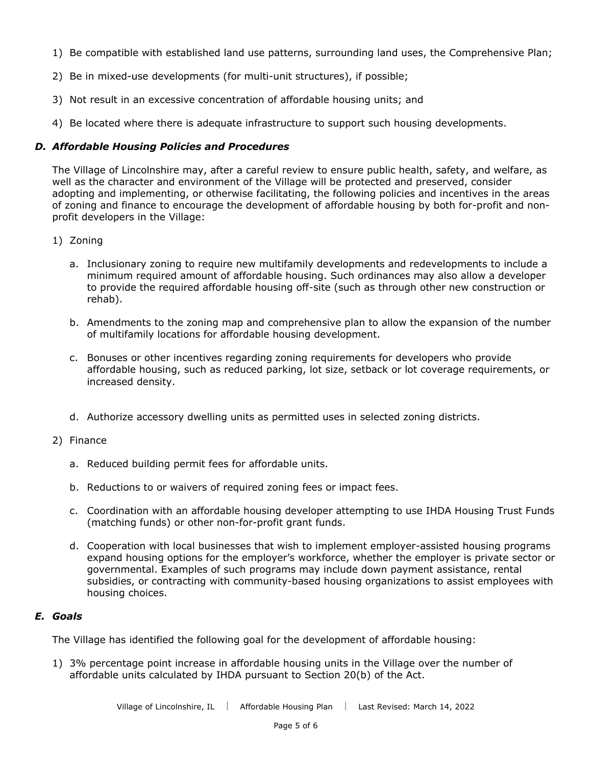1) Be compatible with established land use patterns, surrounding land uses, the Comprehensive Plan;

2) Be in mixed-use developments (for multi-unit structures), if possible;

3) Not result in an excessive concentration of affordable housing units; and

4) Be located where there is adequate infrastructure to support such housing developments.

### *D. Affordable Housing Policies and Procedures*

The Village of Lincolnshire may, after a careful review to ensure public health, safety, and welfare, as well as the character and environment of the Village will be protected and preserved, consider adopting and implementing, or otherwise facilitating, the following policies and incentives in the areas of zoning and finance to encourage the development of affordable housing by both for-profit and non-profit developers in the Village:

1) Zoning

   a. Inclusionary zoning to require new multifamily developments and redevelopments to include a minimum required amount of affordable housing. Such ordinances may also allow a developer to provide the required affordable housing off-site (such as through other new construction or rehab).

   b. Amendments to the zoning map and comprehensive plan to allow the expansion of the number of multifamily locations for affordable housing development.

   c. Bonuses or other incentives regarding zoning requirements for developers who provide affordable housing, such as reduced parking, lot size, setback or lot coverage requirements, or increased density.

   d. Authorize accessory dwelling units as permitted uses in selected zoning districts.

2) Finance

   a. Reduced building permit fees for affordable units.

   b. Reductions to or waivers of required zoning fees or impact fees.

   c. Coordination with an affordable housing developer attempting to use IHDA Housing Trust Funds (matching funds) or other non-for-profit grant funds.

   d. Cooperation with local businesses that wish to implement employer-assisted housing programs expand housing options for the employer's workforce, whether the employer is private sector or governmental. Examples of such programs may include down payment assistance, rental subsidies, or contracting with community-based housing organizations to assist employees with housing choices.

### *E. Goals*

The Village has identified the following goal for the development of affordable housing:

1) 3% percentage point increase in affordable housing units in the Village over the number of affordable units calculated by IHDA pursuant to Section 20(b) of the Act.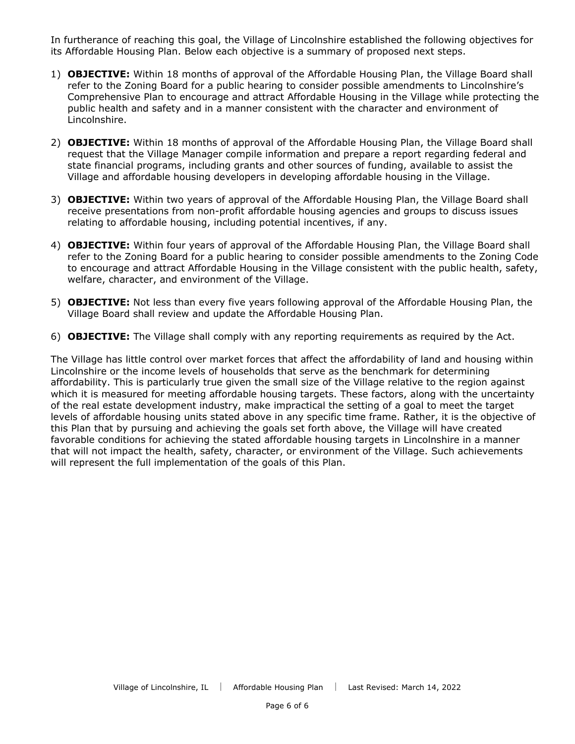In furtherance of reaching this goal, the Village of Lincolnshire established the following objectives for its Affordable Housing Plan. Below each objective is a summary of proposed next steps.

1) **OBJECTIVE:** Within 18 months of approval of the Affordable Housing Plan, the Village Board shall refer to the Zoning Board for a public hearing to consider possible amendments to Lincolnshire's Comprehensive Plan to encourage and attract Affordable Housing in the Village while protecting the public health and safety and in a manner consistent with the character and environment of Lincolnshire.

2) **OBJECTIVE:** Within 18 months of approval of the Affordable Housing Plan, the Village Board shall request that the Village Manager compile information and prepare a report regarding federal and state financial programs, including grants and other sources of funding, available to assist the Village and affordable housing developers in developing affordable housing in the Village.

3) **OBJECTIVE:** Within two years of approval of the Affordable Housing Plan, the Village Board shall receive presentations from non-profit affordable housing agencies and groups to discuss issues relating to affordable housing, including potential incentives, if any.

4) **OBJECTIVE:** Within four years of approval of the Affordable Housing Plan, the Village Board shall refer to the Zoning Board for a public hearing to consider possible amendments to the Zoning Code to encourage and attract Affordable Housing in the Village consistent with the public health, safety, welfare, character, and environment of the Village.

5) **OBJECTIVE:** Not less than every five years following approval of the Affordable Housing Plan, the Village Board shall review and update the Affordable Housing Plan.

6) **OBJECTIVE:** The Village shall comply with any reporting requirements as required by the Act.

The Village has little control over market forces that affect the affordability of land and housing within Lincolnshire or the income levels of households that serve as the benchmark for determining affordability. This is particularly true given the small size of the Village relative to the region against which it is measured for meeting affordable housing targets. These factors, along with the uncertainty of the real estate development industry, make impractical the setting of a goal to meet the target levels of affordable housing units stated above in any specific time frame. Rather, it is the objective of this Plan that by pursuing and achieving the goals set forth above, the Village will have created favorable conditions for achieving the stated affordable housing targets in Lincolnshire in a manner that will not impact the health, safety, character, or environment of the Village. Such achievements will represent the full implementation of the goals of this Plan.